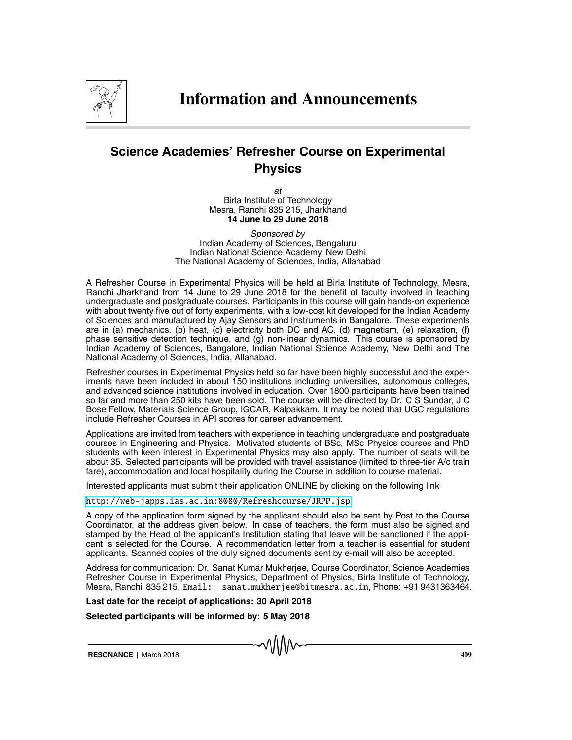# Information and Announcements

## Science Academies' Refresher Course on Experimental Physics

*at*
Birla Institute of Technology
Mesra, Ranchi 835 215, Jharkhand
**14 June to 29 June 2018**

*Sponsored by*
Indian Academy of Sciences, Bengaluru
Indian National Science Academy, New Delhi
The National Academy of Sciences, India, Allahabad

A Refresher Course in Experimental Physics will be held at Birla Institute of Technology, Mesra, Ranchi Jharkhand from 14 June to 29 June 2018 for the benefit of faculty involved in teaching undergraduate and postgraduate courses. Participants in this course will gain hands-on experience with about twenty five out of forty experiments, with a low-cost kit developed for the Indian Academy of Sciences and manufactured by Ajay Sensors and Instruments in Bangalore. These experiments are in (a) mechanics, (b) heat, (c) electricity both DC and AC, (d) magnetism, (e) relaxation, (f) phase sensitive detection technique, and (g) non-linear dynamics. This course is sponsored by Indian Academy of Sciences, Bangalore, Indian National Science Academy, New Delhi and The National Academy of Sciences, India, Allahabad.

Refresher courses in Experimental Physics held so far have been highly successful and the experiments have been included in about 150 institutions including universities, autonomous colleges, and advanced science institutions involved in education. Over 1800 participants have been trained so far and more than 250 kits have been sold. The course will be directed by Dr. C S Sundar, J C Bose Fellow, Materials Science Group, IGCAR, Kalpakkam. It may be noted that UGC regulations include Refresher Courses in API scores for career advancement.

Applications are invited from teachers with experience in teaching undergraduate and postgraduate courses in Engineering and Physics. Motivated students of BSc, MSc Physics courses and PhD students with keen interest in Experimental Physics may also apply. The number of seats will be about 35. Selected participants will be provided with travel assistance (limited to three-tier A/c train fare), accommodation and local hospitality during the Course in addition to course material.

Interested applicants must submit their application ONLINE by clicking on the following link

http://web-japps.ias.ac.in:8080/Refreshcourse/JRPP.jsp

A copy of the application form signed by the applicant should also be sent by Post to the Course Coordinator, at the address given below. In case of teachers, the form must also be signed and stamped by the Head of the applicant's Institution stating that leave will be sanctioned if the applicant is selected for the Course. A recommendation letter from a teacher is essential for student applicants. Scanned copies of the duly signed documents sent by e-mail will also be accepted.

Address for communication: Dr. Sanat Kumar Mukherjee, Course Coordinator, Science Academies Refresher Course in Experimental Physics, Department of Physics, Birla Institute of Technology, Mesra, Ranchi 835 215. Email: sanat.mukherjee@bitmesra.ac.in, Phone: +91 9431363464.

**Last date for the receipt of applications: 30 April 2018**

**Selected participants will be informed by: 5 May 2018**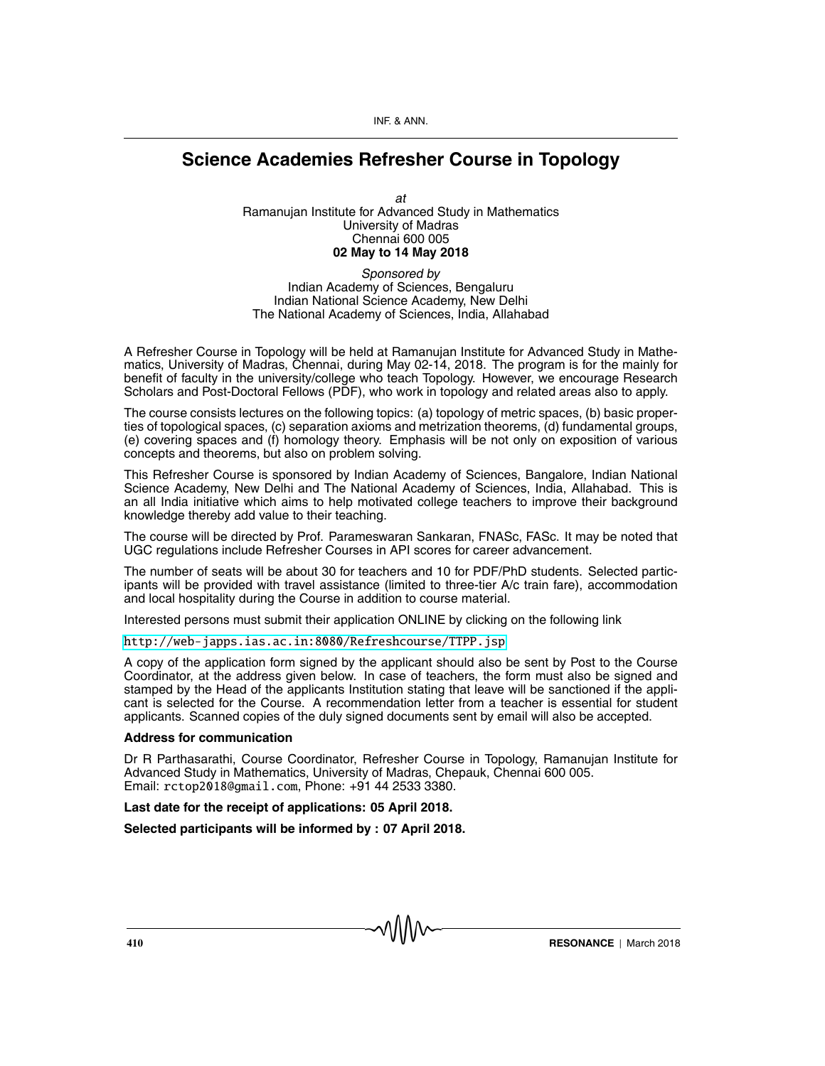# Science Academies Refresher Course in Topology

*at*
Ramanujan Institute for Advanced Study in Mathematics
University of Madras
Chennai 600 005
**02 May to 14 May 2018**

*Sponsored by*
Indian Academy of Sciences, Bengaluru
Indian National Science Academy, New Delhi
The National Academy of Sciences, India, Allahabad

A Refresher Course in Topology will be held at Ramanujan Institute for Advanced Study in Mathematics, University of Madras, Chennai, during May 02-14, 2018. The program is for the mainly for benefit of faculty in the university/college who teach Topology. However, we encourage Research Scholars and Post-Doctoral Fellows (PDF), who work in topology and related areas also to apply.

The course consists lectures on the following topics: (a) topology of metric spaces, (b) basic properties of topological spaces, (c) separation axioms and metrization theorems, (d) fundamental groups, (e) covering spaces and (f) homology theory. Emphasis will be not only on exposition of various concepts and theorems, but also on problem solving.

This Refresher Course is sponsored by Indian Academy of Sciences, Bangalore, Indian National Science Academy, New Delhi and The National Academy of Sciences, India, Allahabad. This is an all India initiative which aims to help motivated college teachers to improve their background knowledge thereby add value to their teaching.

The course will be directed by Prof. Parameswaran Sankaran, FNASc, FASc. It may be noted that UGC regulations include Refresher Courses in API scores for career advancement.

The number of seats will be about 30 for teachers and 10 for PDF/PhD students. Selected participants will be provided with travel assistance (limited to three-tier A/c train fare), accommodation and local hospitality during the Course in addition to course material.

Interested persons must submit their application ONLINE by clicking on the following link

http://web-japps.ias.ac.in:8080/Refreshcourse/TTPP.jsp

A copy of the application form signed by the applicant should also be sent by Post to the Course Coordinator, at the address given below. In case of teachers, the form must also be signed and stamped by the Head of the applicants Institution stating that leave will be sanctioned if the applicant is selected for the Course. A recommendation letter from a teacher is essential for student applicants. Scanned copies of the duly signed documents sent by email will also be accepted.

**Address for communication**

Dr R Parthasarathi, Course Coordinator, Refresher Course in Topology, Ramanujan Institute for Advanced Study in Mathematics, University of Madras, Chepauk, Chennai 600 005.
Email: rctop2018@gmail.com, Phone: +91 44 2533 3380.

**Last date for the receipt of applications: 05 April 2018.**

**Selected participants will be informed by : 07 April 2018.**